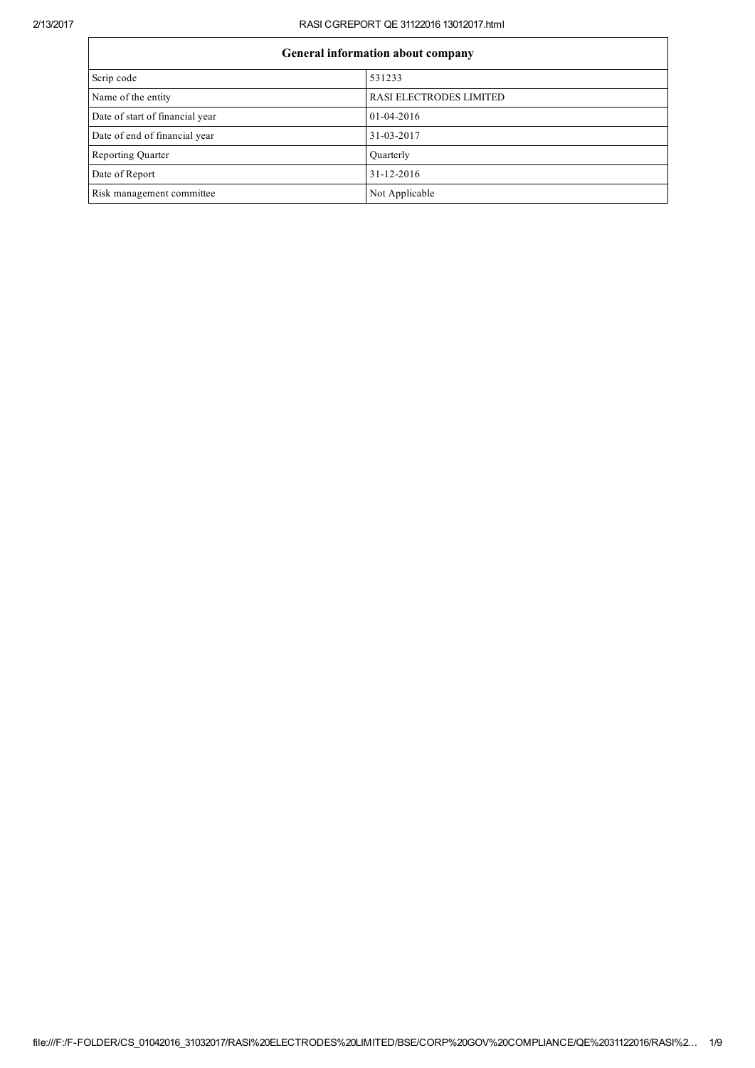| General information about company | |
|---|---|
| Scrip code | 531233 |
| Name of the entity | RASI ELECTRODES LIMITED |
| Date of start of financial year | 01-04-2016 |
| Date of end of financial year | 31-03-2017 |
| Reporting Quarter | Quarterly |
| Date of Report | 31-12-2016 |
| Risk management committee | Not Applicable |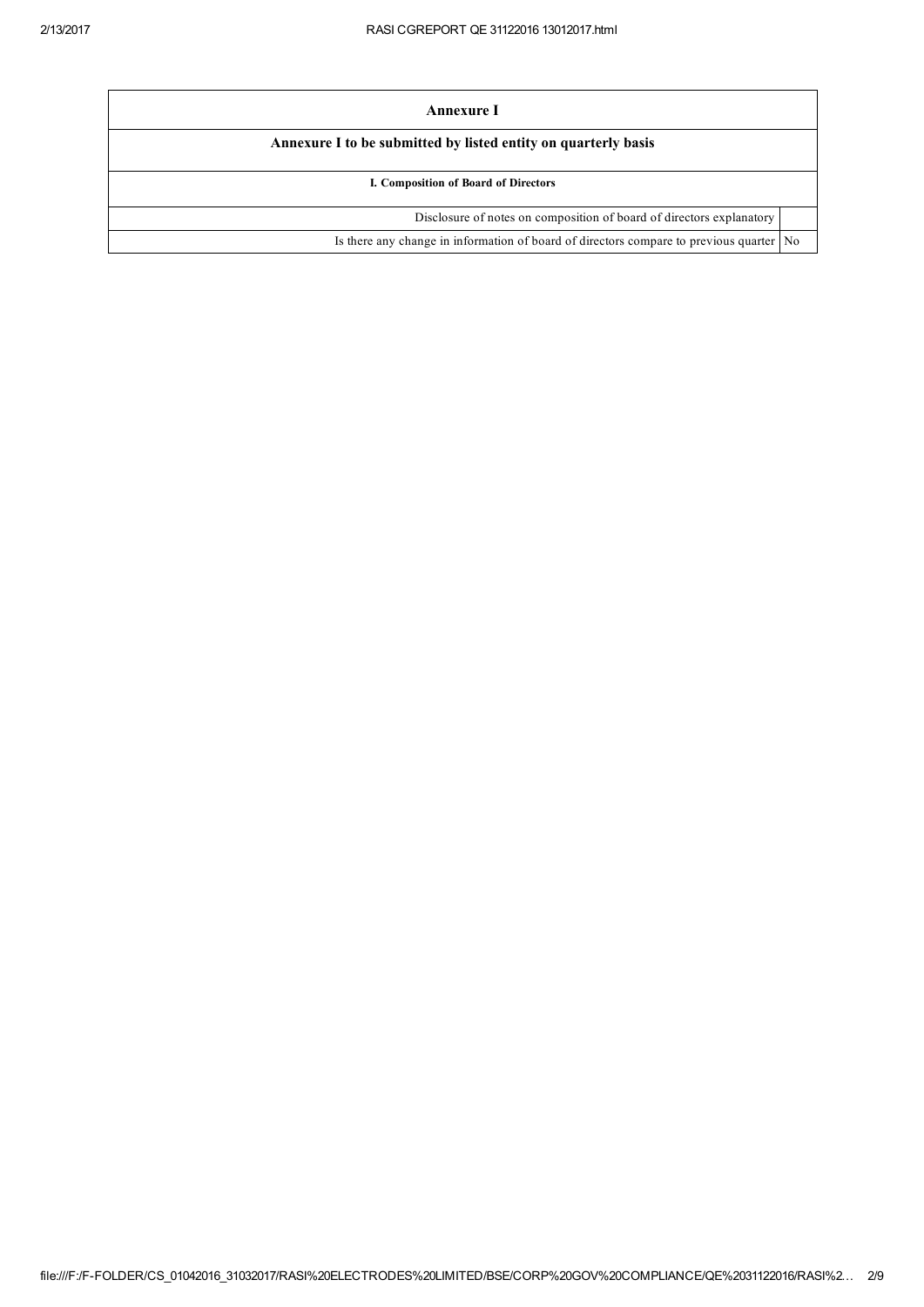| Annexure I | |
|---|---|
| **Annexure I to be submitted by listed entity on quarterly basis** | |
| **I. Composition of Board of Directors** | |
| Disclosure of notes on composition of board of directors explanatory | |
| Is there any change in information of board of directors compare to previous quarter | No |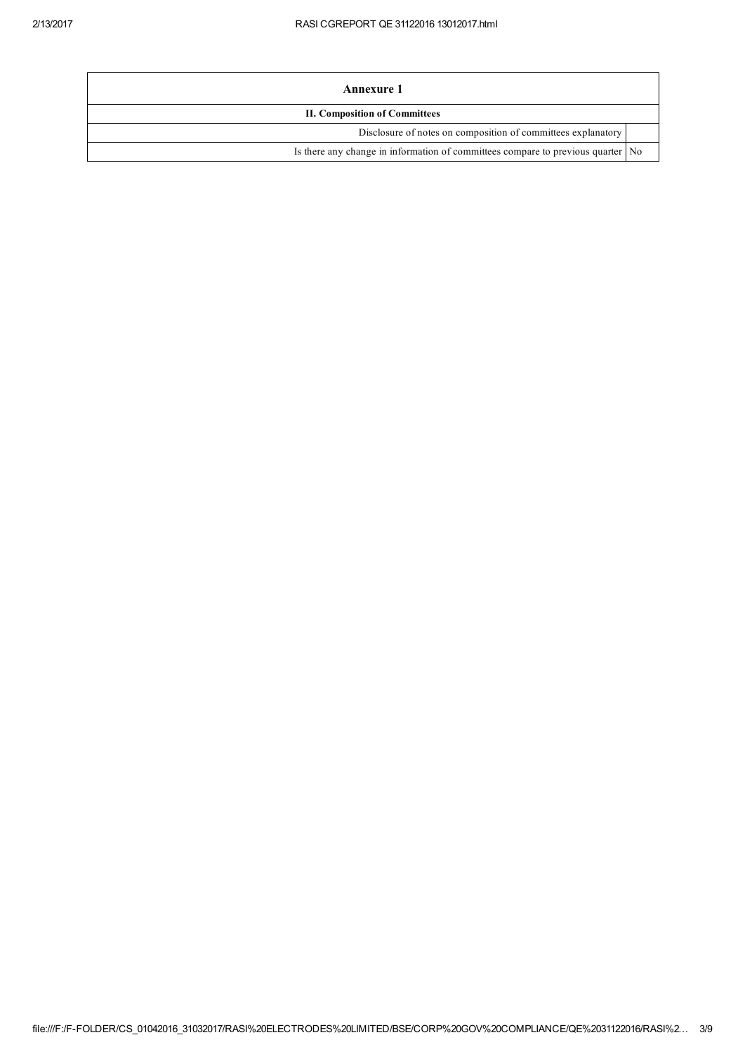| Annexure 1 | |
|---|---|
| **II. Composition of Committees** | |
| Disclosure of notes on composition of committees explanatory | |
| Is there any change in information of committees compare to previous quarter | No |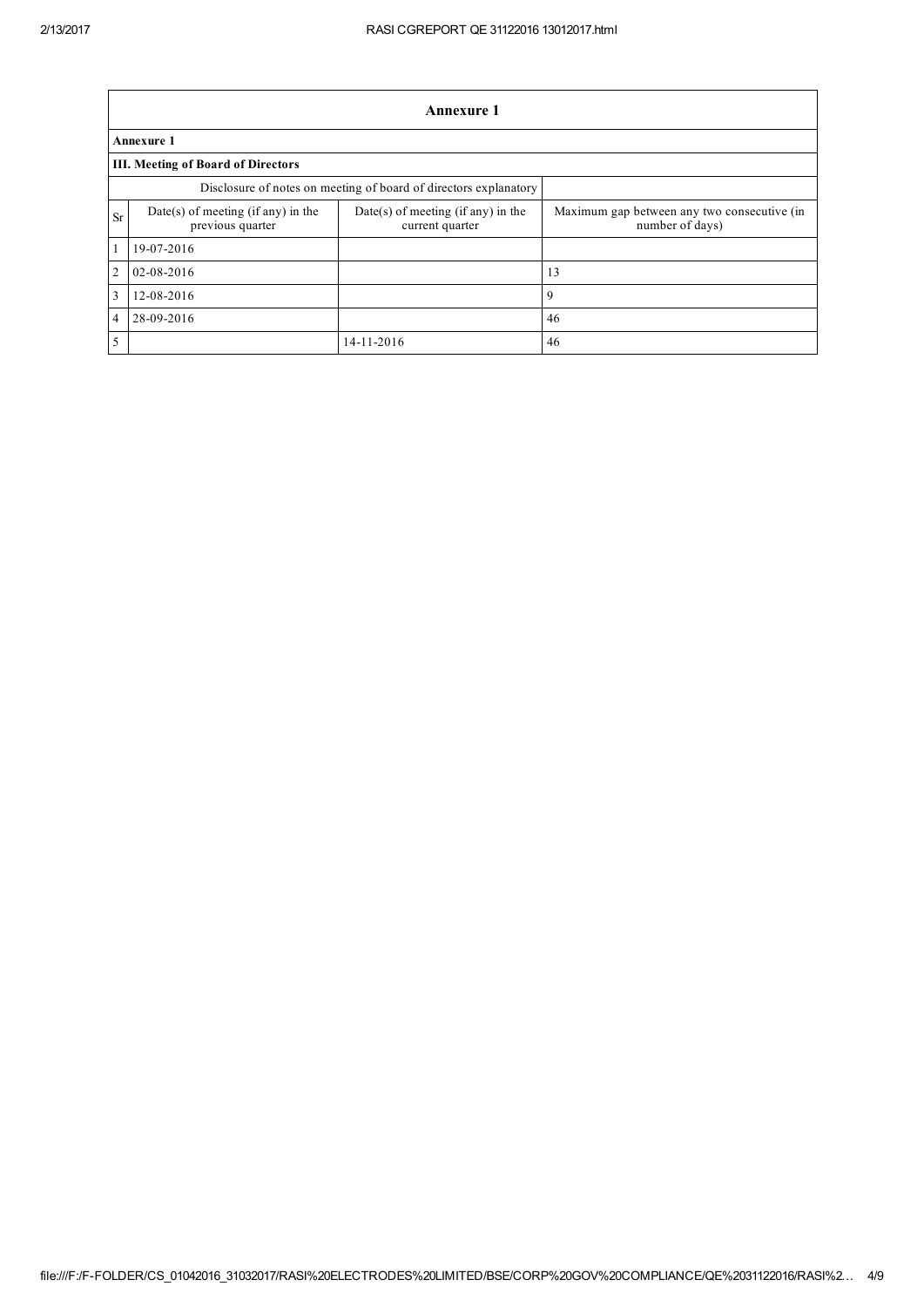| Annexure 1 | | | |
|---|---|---|---|
| **Annexure 1** | | | |
| **III. Meeting of Board of Directors** | | | |
| Disclosure of notes on meeting of board of directors explanatory | | | |
| Sr | Date(s) of meeting (if any) in the previous quarter | Date(s) of meeting (if any) in the current quarter | Maximum gap between any two consecutive (in number of days) |
| 1 | 19-07-2016 | | |
| 2 | 02-08-2016 | | 13 |
| 3 | 12-08-2016 | | 9 |
| 4 | 28-09-2016 | | 46 |
| 5 | | 14-11-2016 | 46 |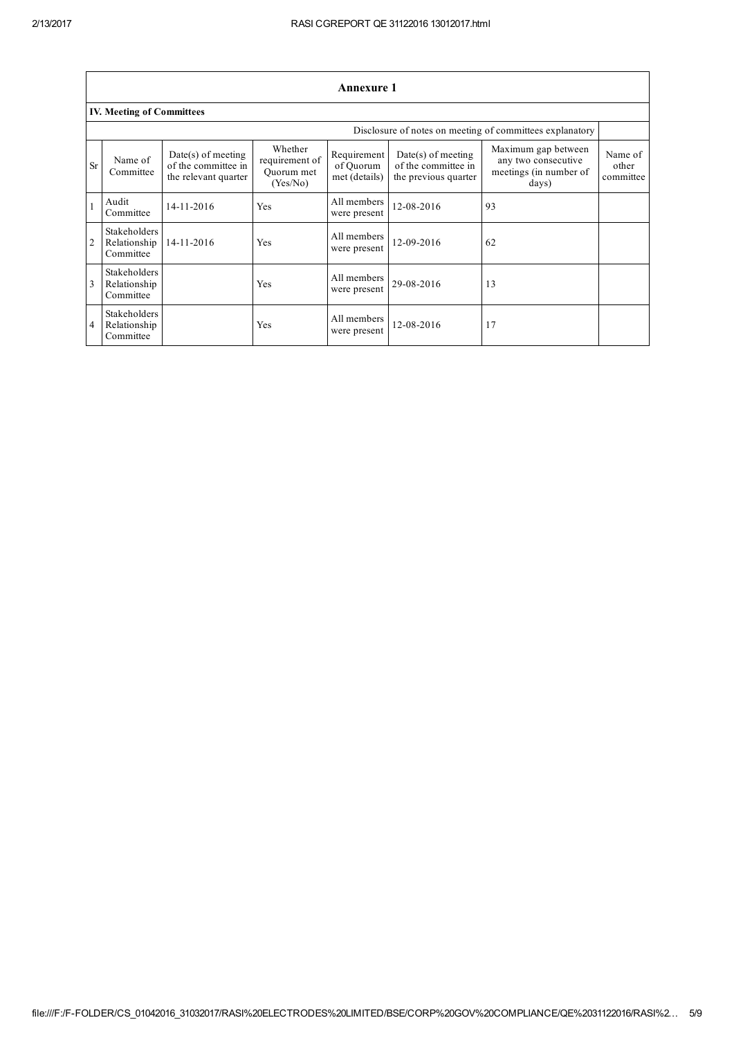## Annexure 1

### IV. Meeting of Committees

| | | | | | | Disclosure of notes on meeting of committees explanatory | |
|---|---|---|---|---|---|---|---|
| Sr | Name of Committee | Date(s) of meeting of the committee in the relevant quarter | Whether requirement of Quorum met (Yes/No) | Requirement of Quorum met (details) | Date(s) of meeting of the committee in the previous quarter | Maximum gap between any two consecutive meetings (in number of days) | Name of other committee |
| 1 | Audit Committee | 14-11-2016 | Yes | All members were present | 12-08-2016 | 93 | |
| 2 | Stakeholders Relationship Committee | 14-11-2016 | Yes | All members were present | 12-09-2016 | 62 | |
| 3 | Stakeholders Relationship Committee | | Yes | All members were present | 29-08-2016 | 13 | |
| 4 | Stakeholders Relationship Committee | | Yes | All members were present | 12-08-2016 | 17 | |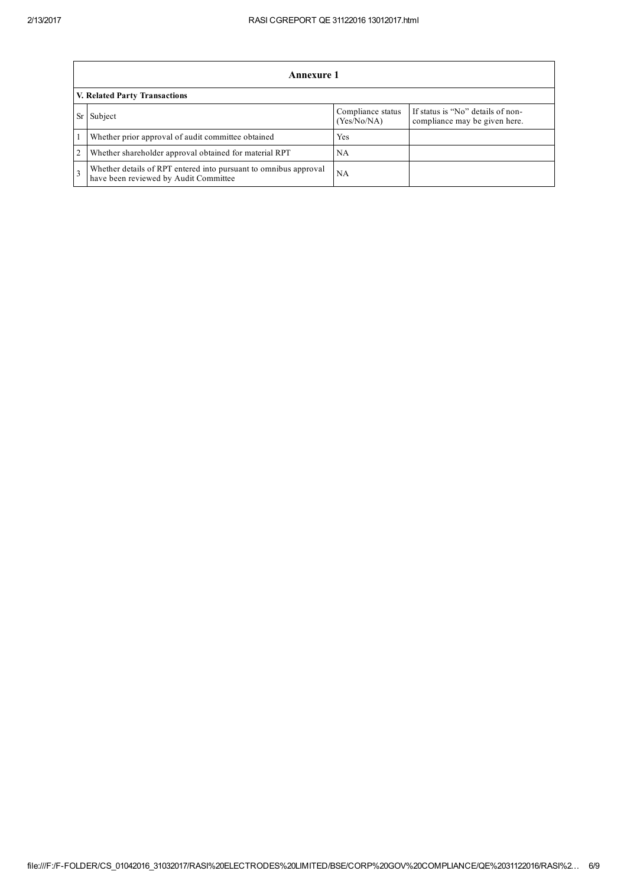## Annexure 1

### V. Related Party Transactions

| Sr | Subject | Compliance status (Yes/No/NA) | If status is "No" details of non-compliance may be given here. |
|---|---|---|---|
| 1 | Whether prior approval of audit committee obtained | Yes | |
| 2 | Whether shareholder approval obtained for material RPT | NA | |
| 3 | Whether details of RPT entered into pursuant to omnibus approval have been reviewed by Audit Committee | NA | |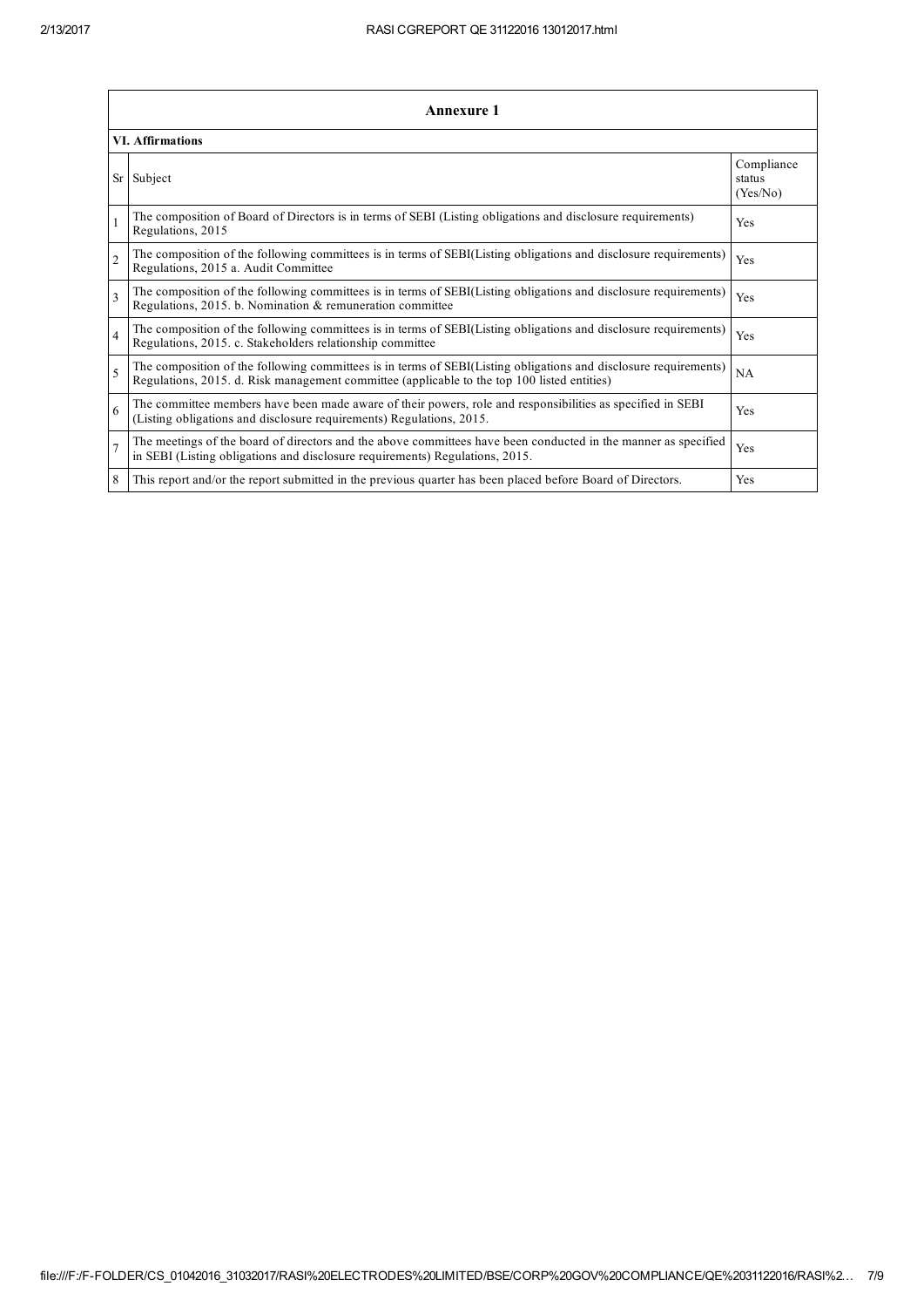## Annexure 1

### VI. Affirmations

| Sr | Subject | Compliance status (Yes/No) |
|---|---|---|
| 1 | The composition of Board of Directors is in terms of SEBI (Listing obligations and disclosure requirements) Regulations, 2015 | Yes |
| 2 | The composition of the following committees is in terms of SEBI(Listing obligations and disclosure requirements) Regulations, 2015 a. Audit Committee | Yes |
| 3 | The composition of the following committees is in terms of SEBI(Listing obligations and disclosure requirements) Regulations, 2015. b. Nomination & remuneration committee | Yes |
| 4 | The composition of the following committees is in terms of SEBI(Listing obligations and disclosure requirements) Regulations, 2015. c. Stakeholders relationship committee | Yes |
| 5 | The composition of the following committees is in terms of SEBI(Listing obligations and disclosure requirements) Regulations, 2015. d. Risk management committee (applicable to the top 100 listed entities) | NA |
| 6 | The committee members have been made aware of their powers, role and responsibilities as specified in SEBI (Listing obligations and disclosure requirements) Regulations, 2015. | Yes |
| 7 | The meetings of the board of directors and the above committees have been conducted in the manner as specified in SEBI (Listing obligations and disclosure requirements) Regulations, 2015. | Yes |
| 8 | This report and/or the report submitted in the previous quarter has been placed before Board of Directors. | Yes |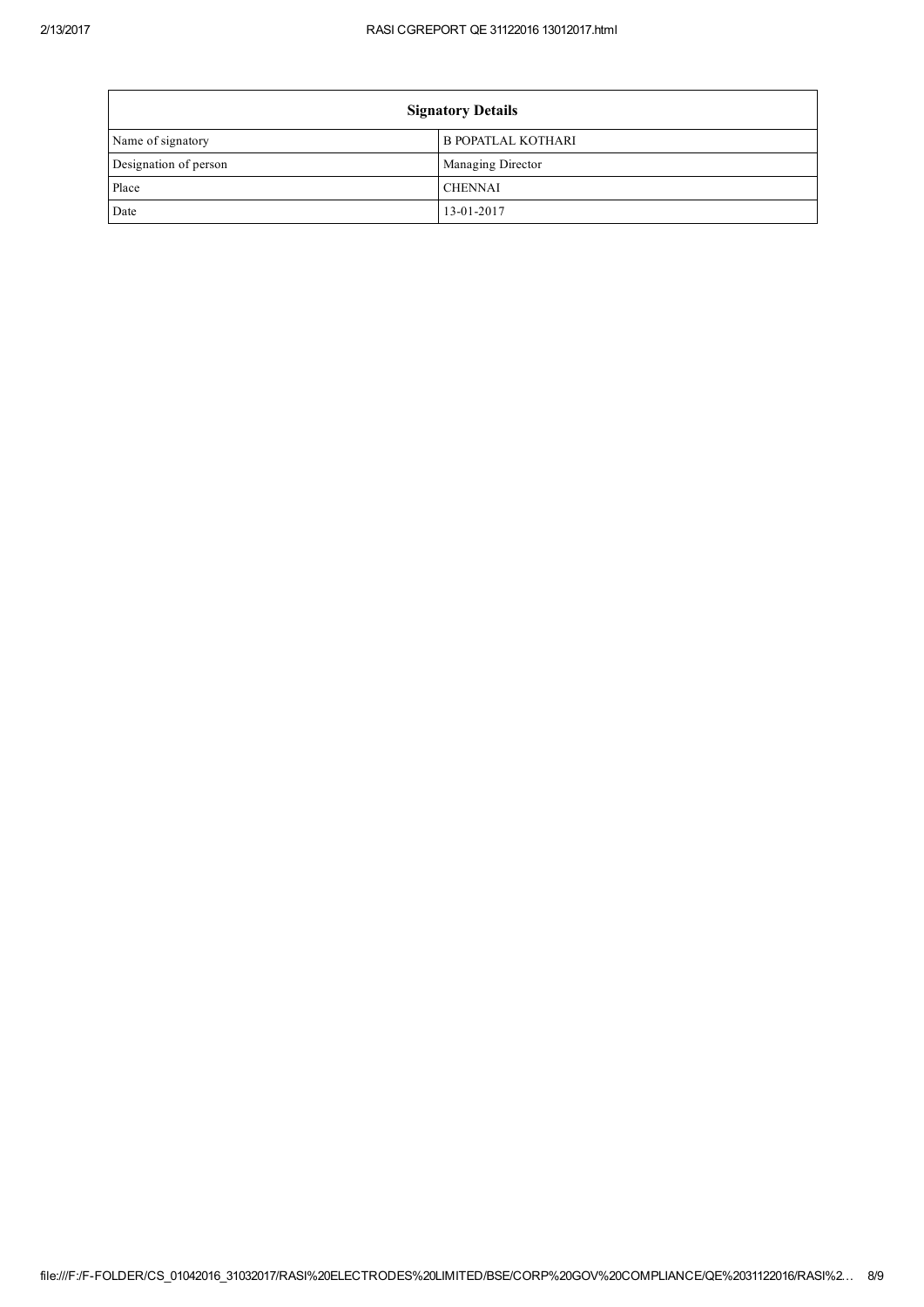| Signatory Details | |
|---|---|
| Name of signatory | B POPATLAL KOTHARI |
| Designation of person | Managing Director |
| Place | CHENNAI |
| Date | 13-01-2017 |